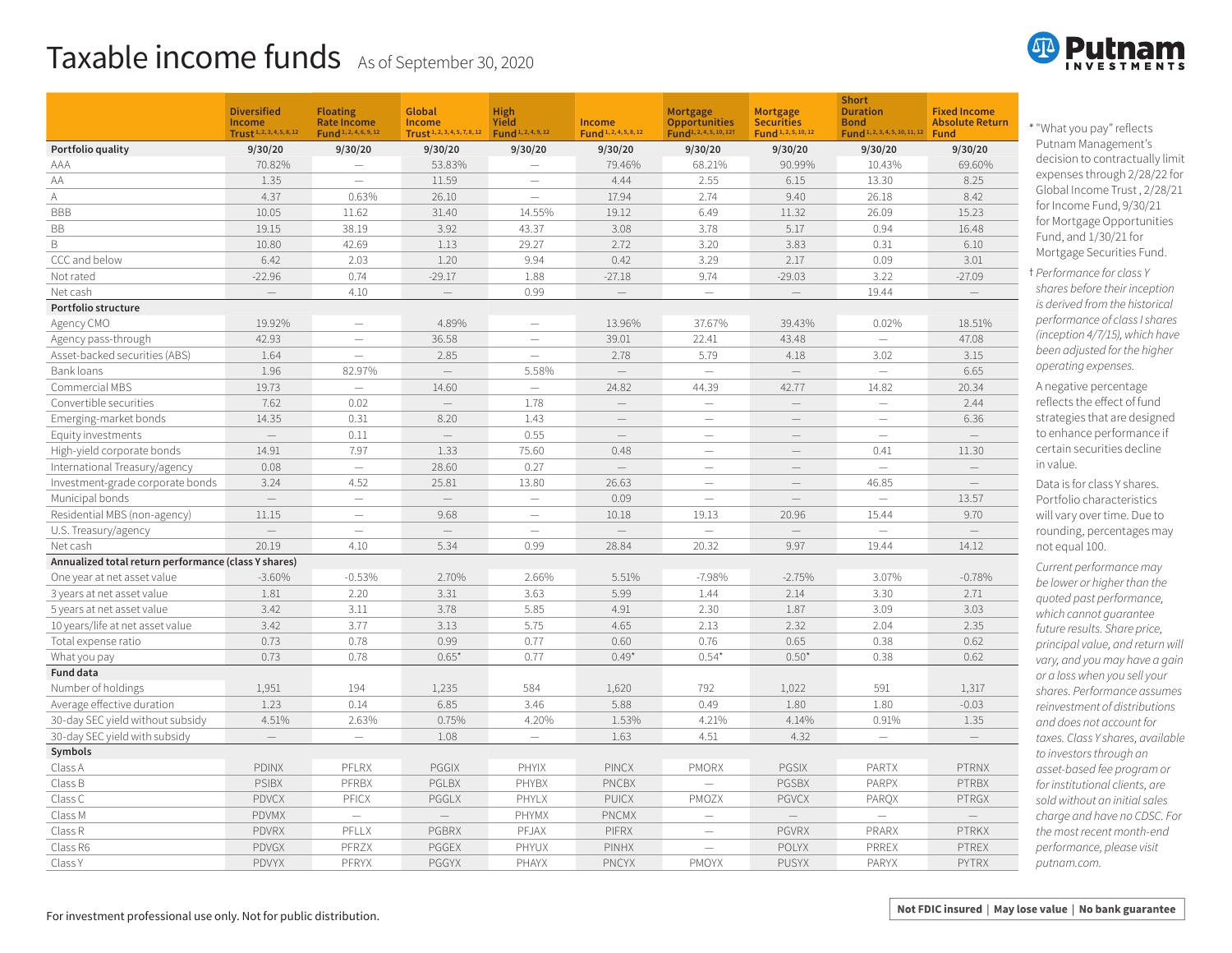# Taxable income funds

As of September 30, 2020

| | Diversified Income Trust [1,2,3,4,5,8,12] | Floating Rate Income Fund [1,2,4,6,9,12] | Global Income Trust [1,2,3,4,5,7,8,12] | High Yield Fund [1,2,4,9,12] | Income Fund [1,2,4,5,8,12] | Mortgage Opportunities Fund [1,2,4,5,10,12†] | Mortgage Securities Fund [1,2,5,10,12] | Short Duration Bond Fund [1,2,3,4,5,10,11,12] | Fixed Income Absolute Return Fund |
|---|---|---|---|---|---|---|---|---|---|
| **Portfolio quality** | **9/30/20** | **9/30/20** | **9/30/20** | **9/30/20** | **9/30/20** | **9/30/20** | **9/30/20** | **9/30/20** | **9/30/20** |
| AAA | 70.82% | — | 53.83% | — | 79.46% | 68.21% | 90.99% | 10.43% | 69.60% |
| AA | 1.35 | — | 11.59 | — | 4.44 | 2.55 | 6.15 | 13.30 | 8.25 |
| A | 4.37 | 0.63% | 26.10 | — | 17.94 | 2.74 | 9.40 | 26.18 | 8.42 |
| BBB | 10.05 | 11.62 | 31.40 | 14.55% | 19.12 | 6.49 | 11.32 | 26.09 | 15.23 |
| BB | 19.15 | 38.19 | 3.92 | 43.37 | 3.08 | 3.78 | 5.17 | 0.94 | 16.48 |
| B | 10.80 | 42.69 | 1.13 | 29.27 | 2.72 | 3.20 | 3.83 | 0.31 | 6.10 |
| CCC and below | 6.42 | 2.03 | 1.20 | 9.94 | 0.42 | 3.29 | 2.17 | 0.09 | 3.01 |
| Not rated | -22.96 | 0.74 | -29.17 | 1.88 | -27.18 | 9.74 | -29.03 | 3.22 | -27.09 |
| Net cash | — | 4.10 | — | 0.99 | — | — | — | 19.44 | — |
| **Portfolio structure** | | | | | | | | | |
| Agency CMO | 19.92% | — | 4.89% | — | 13.96% | 37.67% | 39.43% | 0.02% | 18.51% |
| Agency pass-through | 42.93 | — | 36.58 | — | 39.01 | 22.41 | 43.48 | — | 47.08 |
| Asset-backed securities (ABS) | 1.64 | — | 2.85 | — | 2.78 | 5.79 | 4.18 | 3.02 | 3.15 |
| Bank loans | 1.96 | 82.97% | — | 5.58% | — | — | — | — | 6.65 |
| Commercial MBS | 19.73 | — | 14.60 | — | 24.82 | 44.39 | 42.77 | 14.82 | 20.34 |
| Convertible securities | 7.62 | 0.02 | — | 1.78 | — | — | — | — | 2.44 |
| Emerging-market bonds | 14.35 | 0.31 | 8.20 | 1.43 | — | — | — | — | 6.36 |
| Equity investments | — | 0.11 | — | 0.55 | — | — | — | — | — |
| High-yield corporate bonds | 14.91 | 7.97 | 1.33 | 75.60 | 0.48 | — | — | 0.41 | 11.30 |
| International Treasury/agency | 0.08 | — | 28.60 | 0.27 | — | — | — | — | — |
| Investment-grade corporate bonds | 3.24 | 4.52 | 25.81 | 13.80 | 26.63 | — | — | 46.85 | — |
| Municipal bonds | — | — | — | — | 0.09 | — | — | — | 13.57 |
| Residential MBS (non-agency) | 11.15 | — | 9.68 | — | 10.18 | 19.13 | 20.96 | 15.44 | 9.70 |
| U.S. Treasury/agency | — | — | — | — | — | — | — | — | — |
| Net cash | 20.19 | 4.10 | 5.34 | 0.99 | 28.84 | 20.32 | 9.97 | 19.44 | 14.12 |
| **Annualized total return performance (class Y shares)** | | | | | | | | | |
| One year at net asset value | -3.60% | -0.53% | 2.70% | 2.66% | 5.51% | -7.98% | -2.75% | 3.07% | -0.78% |
| 3 years at net asset value | 1.81 | 2.20 | 3.31 | 3.63 | 5.99 | 1.44 | 2.14 | 3.30 | 2.71 |
| 5 years at net asset value | 3.42 | 3.11 | 3.78 | 5.85 | 4.91 | 2.30 | 1.87 | 3.09 | 3.03 |
| 10 years/life at net asset value | 3.42 | 3.77 | 3.13 | 5.75 | 4.65 | 2.13 | 2.32 | 2.04 | 2.35 |
| Total expense ratio | 0.73 | 0.78 | 0.99 | 0.77 | 0.60 | 0.76 | 0.65 | 0.38 | 0.62 |
| What you pay | 0.73 | 0.78 | 0.65* | 0.77 | 0.49* | 0.54* | 0.50* | 0.38 | 0.62 |
| **Fund data** | | | | | | | | | |
| Number of holdings | 1,951 | 194 | 1,235 | 584 | 1,620 | 792 | 1,022 | 591 | 1,317 |
| Average effective duration | 1.23 | 0.14 | 6.85 | 3.46 | 5.88 | 0.49 | 1.80 | 1.80 | -0.03 |
| 30-day SEC yield without subsidy | 4.51% | 2.63% | 0.75% | 4.20% | 1.53% | 4.21% | 4.14% | 0.91% | 1.35 |
| 30-day SEC yield with subsidy | — | — | 1.08 | — | 1.63 | 4.51 | 4.32 | — | — |
| **Symbols** | | | | | | | | | |
| Class A | PDINX | PFLRX | PGGIX | PHYIX | PINCX | PMORX | PGSIX | PARTX | PTRNX |
| Class B | PSIBX | PFRBX | PGLBX | PHYBX | PNCBX | — | PGSBX | PARPX | PTRBX |
| Class C | PDVCX | PFICX | PGGLX | PHYLX | PUICX | PMOZX | PGVCX | PARQX | PTRGX |
| Class M | PDVMX | — | — | PHYMX | PNCMX | — | — | — | — |
| Class R | PDVRX | PFLLX | PGBRX | PFJAX | PIFRX | — | PGVRX | PRARX | PTRKX |
| Class R6 | PDVGX | PFRZX | PGGEX | PHYUX | PINHX | — | POLYX | PRREX | PTREX |
| Class Y | PDVYX | PFRYX | PGGYX | PHAYX | PNCYX | PMOYX | PUSYX | PARYX | PYTRX |

* "What you pay" reflects Putnam Management's decision to contractually limit expenses through 2/28/22 for Global Income Trust, 2/28/21 for Income Fund, 9/30/21 for Mortgage Opportunities Fund, and 1/30/21 for Mortgage Securities Fund.

† *Performance for class Y shares before their inception is derived from the historical performance of class I shares (inception 4/7/15), which have been adjusted for the higher operating expenses.*

A negative percentage reflects the effect of fund strategies that are designed to enhance performance if certain securities decline in value.

Data is for class Y shares. Portfolio characteristics will vary over time. Due to rounding, percentages may not equal 100.

*Current performance may be lower or higher than the quoted past performance, which cannot guarantee future results. Share price, principal value, and return will vary, and you may have a gain or a loss when you sell your shares. Performance assumes reinvestment of distributions and does not account for taxes. Class Y shares, available to investors through an asset-based fee program or for institutional clients, are sold without an initial sales charge and have no CDSC. For the most recent month-end performance, please visit putnam.com.*

For investment professional use only. Not for public distribution.

**Not FDIC insured | May lose value | No bank guarantee**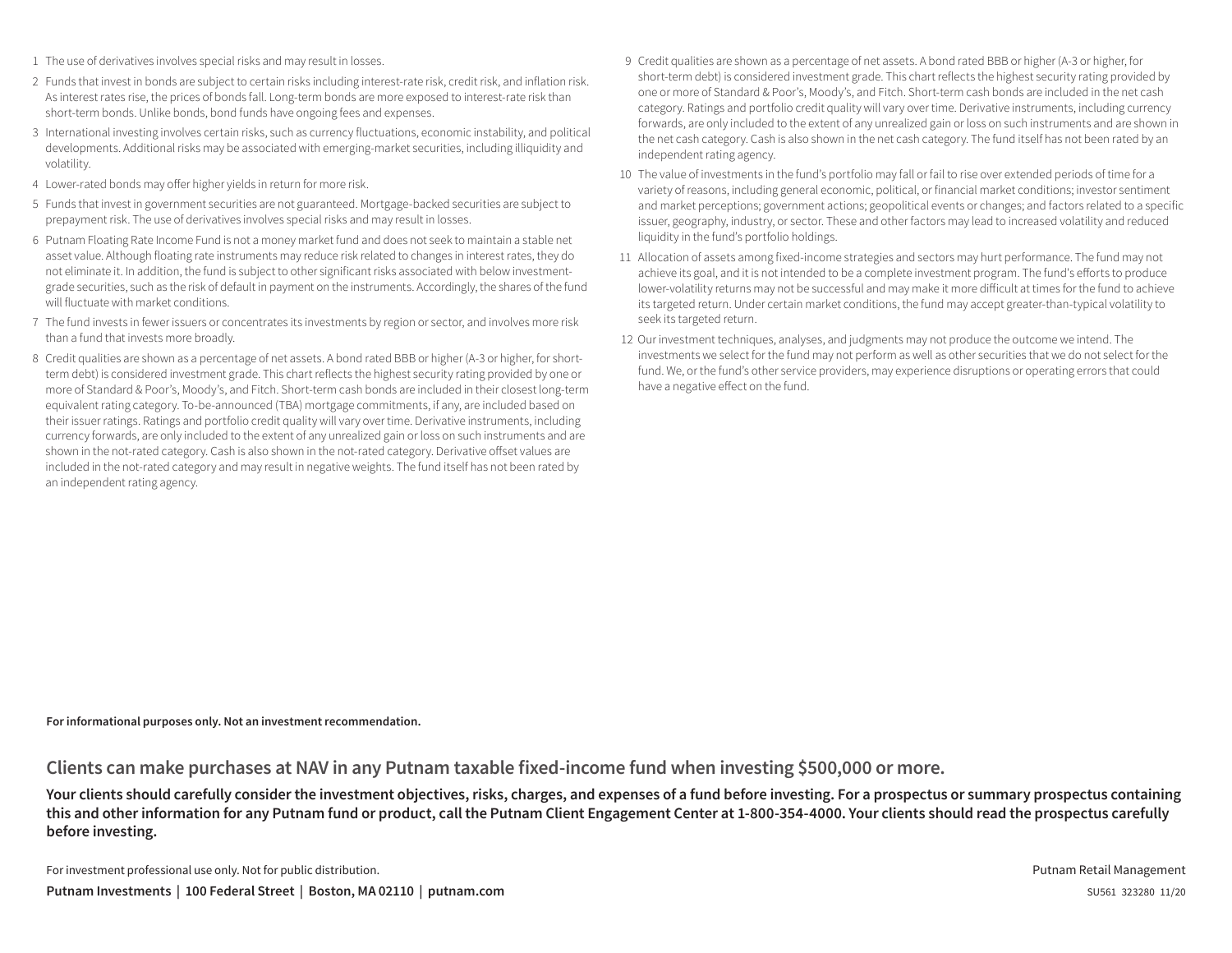1 The use of derivatives involves special risks and may result in losses.

2 Funds that invest in bonds are subject to certain risks including interest-rate risk, credit risk, and inflation risk. As interest rates rise, the prices of bonds fall. Long-term bonds are more exposed to interest-rate risk than short-term bonds. Unlike bonds, bond funds have ongoing fees and expenses.

3 International investing involves certain risks, such as currency fluctuations, economic instability, and political developments. Additional risks may be associated with emerging-market securities, including illiquidity and volatility.

4 Lower-rated bonds may offer higher yields in return for more risk.

5 Funds that invest in government securities are not guaranteed. Mortgage-backed securities are subject to prepayment risk. The use of derivatives involves special risks and may result in losses.

6 Putnam Floating Rate Income Fund is not a money market fund and does not seek to maintain a stable net asset value. Although floating rate instruments may reduce risk related to changes in interest rates, they do not eliminate it. In addition, the fund is subject to other significant risks associated with below investment-grade securities, such as the risk of default in payment on the instruments. Accordingly, the shares of the fund will fluctuate with market conditions.

7 The fund invests in fewer issuers or concentrates its investments by region or sector, and involves more risk than a fund that invests more broadly.

8 Credit qualities are shown as a percentage of net assets. A bond rated BBB or higher (A-3 or higher, for short-term debt) is considered investment grade. This chart reflects the highest security rating provided by one or more of Standard & Poor's, Moody's, and Fitch. Short-term cash bonds are included in their closest long-term equivalent rating category. To-be-announced (TBA) mortgage commitments, if any, are included based on their issuer ratings. Ratings and portfolio credit quality will vary over time. Derivative instruments, including currency forwards, are only included to the extent of any unrealized gain or loss on such instruments and are shown in the not-rated category. Cash is also shown in the not-rated category. Derivative offset values are included in the not-rated category and may result in negative weights. The fund itself has not been rated by an independent rating agency.

9 Credit qualities are shown as a percentage of net assets. A bond rated BBB or higher (A-3 or higher, for short-term debt) is considered investment grade. This chart reflects the highest security rating provided by one or more of Standard & Poor's, Moody's, and Fitch. Short-term cash bonds are included in the net cash category. Ratings and portfolio credit quality will vary over time. Derivative instruments, including currency forwards, are only included to the extent of any unrealized gain or loss on such instruments and are shown in the net cash category. Cash is also shown in the net cash category. The fund itself has not been rated by an independent rating agency.

10 The value of investments in the fund's portfolio may fall or fail to rise over extended periods of time for a variety of reasons, including general economic, political, or financial market conditions; investor sentiment and market perceptions; government actions; geopolitical events or changes; and factors related to a specific issuer, geography, industry, or sector. These and other factors may lead to increased volatility and reduced liquidity in the fund's portfolio holdings.

11 Allocation of assets among fixed-income strategies and sectors may hurt performance. The fund may not achieve its goal, and it is not intended to be a complete investment program. The fund's efforts to produce lower-volatility returns may not be successful and may make it more difficult at times for the fund to achieve its targeted return. Under certain market conditions, the fund may accept greater-than-typical volatility to seek its targeted return.

12 Our investment techniques, analyses, and judgments may not produce the outcome we intend. The investments we select for the fund may not perform as well as other securities that we do not select for the fund. We, or the fund's other service providers, may experience disruptions or operating errors that could have a negative effect on the fund.

**For informational purposes only. Not an investment recommendation.**

## Clients can make purchases at NAV in any Putnam taxable fixed-income fund when investing $500,000 or more.

**Your clients should carefully consider the investment objectives, risks, charges, and expenses of a fund before investing. For a prospectus or summary prospectus containing this and other information for any Putnam fund or product, call the Putnam Client Engagement Center at 1-800-354-4000. Your clients should read the prospectus carefully before investing.**

For investment professional use only. Not for public distribution.

Putnam Retail Management

**Putnam Investments | 100 Federal Street | Boston, MA 02110 | putnam.com**

SU561 323280 11/20